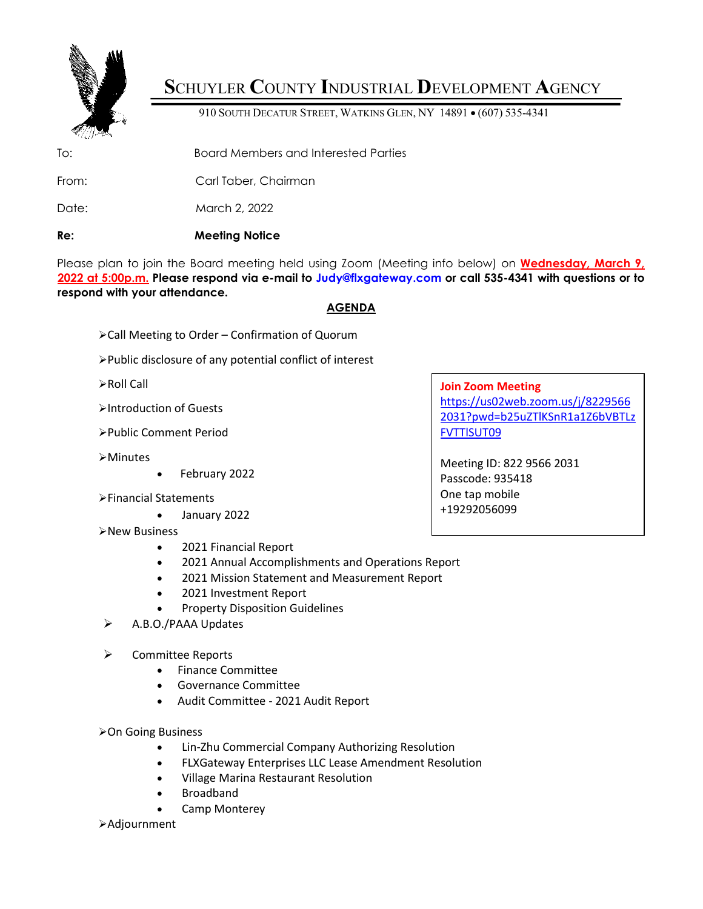# SCHUYLER COUNTY INDUSTRIAL DEVELOPMENT AGENCY

910 SOUTH DECATUR STREET, WATKINS GLEN, NY 14891 • (607) 535-4341

To: Board Members and Interested Parties

From: Carl Taber, Chairman

Date: March 2, 2022

**Re: Meeting Notice**

Please plan to join the Board meeting held using Zoom (Meeting info below) on **Wednesday, March 9, 2022 at 5:00p.m.** **Please respond via e-mail to Judy@flxgateway.com or call 535-4341 with questions or to respond with your attendance.**

**Join Zoom Meeting**
https://us02web.zoom.us/j/82295662031?pwd=b25uZTlKSnR1a1Z6bVBTLzFVTTlSUT09

Meeting ID: 822 9566 2031
Passcode: 935418
One tap mobile
+19292056099

## AGENDA

- Call Meeting to Order – Confirmation of Quorum
- Public disclosure of any potential conflict of interest
- Roll Call
- Introduction of Guests
- Public Comment Period
- Minutes
  - February 2022
- Financial Statements
  - January 2022
- New Business
  - 2021 Financial Report
  - 2021 Annual Accomplishments and Operations Report
  - 2021 Mission Statement and Measurement Report
  - 2021 Investment Report
  - Property Disposition Guidelines
- A.B.O./PAAA Updates
- Committee Reports
  - Finance Committee
  - Governance Committee
  - Audit Committee - 2021 Audit Report
- On Going Business
  - Lin-Zhu Commercial Company Authorizing Resolution
  - FLXGateway Enterprises LLC Lease Amendment Resolution
  - Village Marina Restaurant Resolution
  - Broadband
  - Camp Monterey
- Adjournment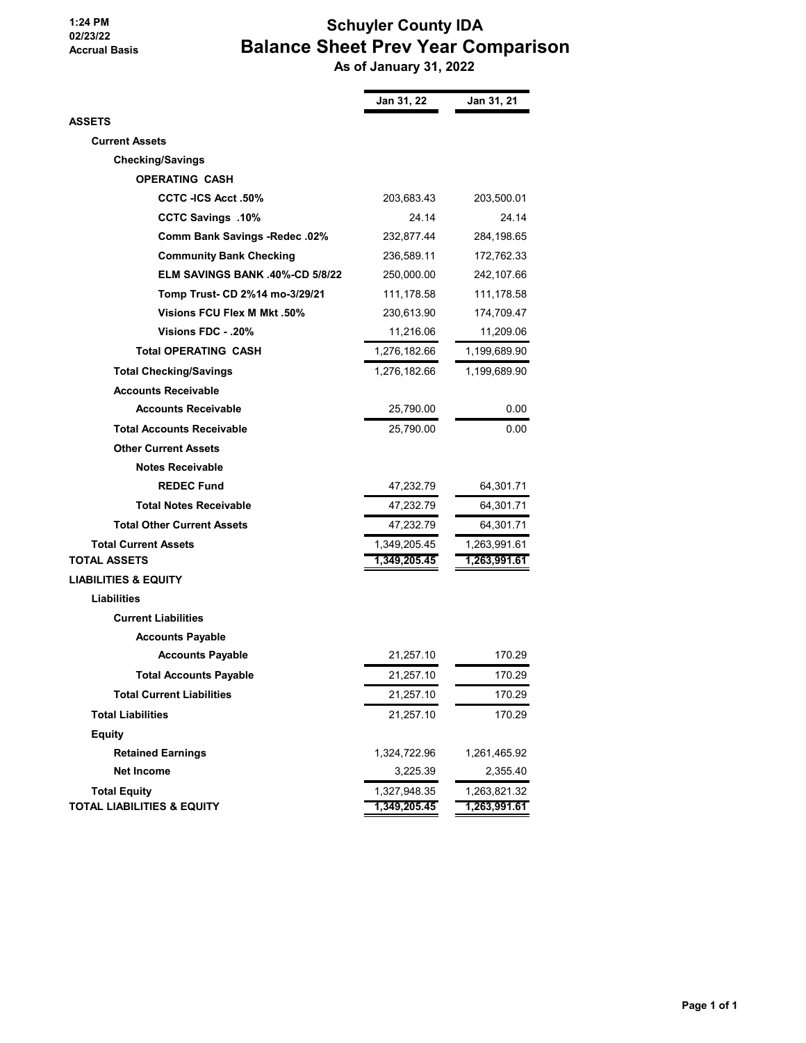1:24 PM
02/23/22
Accrual Basis

# Schuyler County IDA
## Balance Sheet Prev Year Comparison
### As of January 31, 2022

| | Jan 31, 22 | Jan 31, 21 |
|---|---|---|
| **ASSETS** | | |
| **Current Assets** | | |
| **Checking/Savings** | | |
| **OPERATING CASH** | | |
| **CCTC -ICS Acct .50%** | 203,683.43 | 203,500.01 |
| **CCTC Savings .10%** | 24.14 | 24.14 |
| **Comm Bank Savings -Redec .02%** | 232,877.44 | 284,198.65 |
| **Community Bank Checking** | 236,589.11 | 172,762.33 |
| **ELM SAVINGS BANK .40%-CD 5/8/22** | 250,000.00 | 242,107.66 |
| **Tomp Trust- CD 2%14 mo-3/29/21** | 111,178.58 | 111,178.58 |
| **Visions FCU Flex M Mkt .50%** | 230,613.90 | 174,709.47 |
| **Visions FDC - .20%** | 11,216.06 | 11,209.06 |
| **Total OPERATING CASH** | 1,276,182.66 | 1,199,689.90 |
| **Total Checking/Savings** | 1,276,182.66 | 1,199,689.90 |
| **Accounts Receivable** | | |
| **Accounts Receivable** | 25,790.00 | 0.00 |
| **Total Accounts Receivable** | 25,790.00 | 0.00 |
| **Other Current Assets** | | |
| **Notes Receivable** | | |
| **REDEC Fund** | 47,232.79 | 64,301.71 |
| **Total Notes Receivable** | 47,232.79 | 64,301.71 |
| **Total Other Current Assets** | 47,232.79 | 64,301.71 |
| **Total Current Assets** | 1,349,205.45 | 1,263,991.61 |
| **TOTAL ASSETS** | 1,349,205.45 | 1,263,991.61 |
| **LIABILITIES & EQUITY** | | |
| **Liabilities** | | |
| **Current Liabilities** | | |
| **Accounts Payable** | | |
| **Accounts Payable** | 21,257.10 | 170.29 |
| **Total Accounts Payable** | 21,257.10 | 170.29 |
| **Total Current Liabilities** | 21,257.10 | 170.29 |
| **Total Liabilities** | 21,257.10 | 170.29 |
| **Equity** | | |
| **Retained Earnings** | 1,324,722.96 | 1,261,465.92 |
| **Net Income** | 3,225.39 | 2,355.40 |
| **Total Equity** | 1,327,948.35 | 1,263,821.32 |
| **TOTAL LIABILITIES & EQUITY** | 1,349,205.45 | 1,263,991.61 |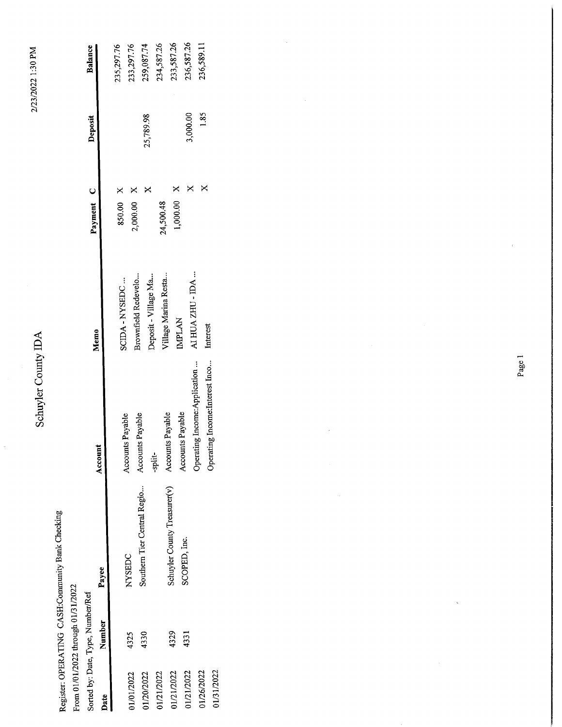# Schuyler County IDA

Register: OPERATING CASH:Community Bank Checking

From 01/01/2022 through 01/31/2022

Sorted by: Date, Type, Number/Ref

| Date | Number | Payee | Account | Memo | Payment | C | Deposit | Balance |
|---|---|---|---|---|---|---|---|---|
| | | | | | | | | 235,297.76 |
| 01/01/2022 | 4325 | NYSEDC | Accounts Payable | SCIDA - NYSEDC ... | 850.00 | X | | 235,297.76 |
| 01/20/2022 | 4330 | Southern Tier Central Regio... | Accounts Payable | Brownfield Redevelo... | 2,000.00 | X | | 233,297.76 |
| 01/21/2022 | | | -split- | Deposit - Village Ma... | | X | 25,789.98 | 259,087.74 |
| 01/21/2022 | 4329 | Schuyler County Treasurer(v) | Accounts Payable | Village Marina Resta... | 24,500.48 | | | 234,587.26 |
| 01/21/2022 | 4331 | SCOPED, Inc. | Accounts Payable | IMPLAN | 1,000.00 | X | | 233,587.26 |
| 01/26/2022 | | | Operating Income:Application ... | AI HUA ZHU - IDA ... | | X | 3,000.00 | 236,587.26 |
| 01/31/2022 | | | Operating Income:Interest Inco... | Interest | | X | 1.85 | 236,589.11 |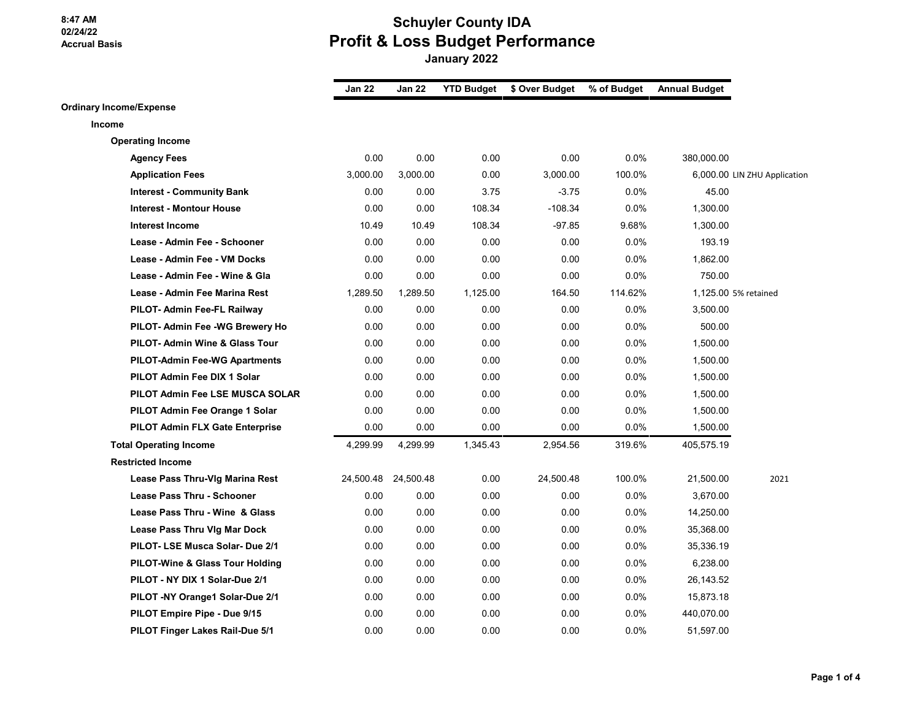# Schuyler County IDA
## Profit & Loss Budget Performance
### January 2022

8:47 AM
02/24/22
Accrual Basis

| | Jan 22 | Jan 22 | YTD Budget | $ Over Budget | % of Budget | Annual Budget | |
|---|---|---|---|---|---|---|---|
| **Ordinary Income/Expense** | | | | | | | |
| **Income** | | | | | | | |
| **Operating Income** | | | | | | | |
| **Agency Fees** | 0.00 | 0.00 | 0.00 | 0.00 | 0.0% | 380,000.00 | |
| **Application Fees** | 3,000.00 | 3,000.00 | 0.00 | 3,000.00 | 100.0% | 6,000.00 | LIN ZHU Application |
| **Interest - Community Bank** | 0.00 | 0.00 | 3.75 | -3.75 | 0.0% | 45.00 | |
| **Interest - Montour House** | 0.00 | 0.00 | 108.34 | -108.34 | 0.0% | 1,300.00 | |
| **Interest Income** | 10.49 | 10.49 | 108.34 | -97.85 | 9.68% | 1,300.00 | |
| **Lease - Admin Fee - Schooner** | 0.00 | 0.00 | 0.00 | 0.00 | 0.0% | 193.19 | |
| **Lease - Admin Fee - VM Docks** | 0.00 | 0.00 | 0.00 | 0.00 | 0.0% | 1,862.00 | |
| **Lease - Admin Fee - Wine & Gla** | 0.00 | 0.00 | 0.00 | 0.00 | 0.0% | 750.00 | |
| **Lease - Admin Fee Marina Rest** | 1,289.50 | 1,289.50 | 1,125.00 | 164.50 | 114.62% | 1,125.00 | 5% retained |
| **PILOT- Admin Fee-FL Railway** | 0.00 | 0.00 | 0.00 | 0.00 | 0.0% | 3,500.00 | |
| **PILOT- Admin Fee -WG Brewery Ho** | 0.00 | 0.00 | 0.00 | 0.00 | 0.0% | 500.00 | |
| **PILOT- Admin Wine & Glass Tour** | 0.00 | 0.00 | 0.00 | 0.00 | 0.0% | 1,500.00 | |
| **PILOT-Admin Fee-WG Apartments** | 0.00 | 0.00 | 0.00 | 0.00 | 0.0% | 1,500.00 | |
| **PILOT Admin Fee DIX 1 Solar** | 0.00 | 0.00 | 0.00 | 0.00 | 0.0% | 1,500.00 | |
| **PILOT Admin Fee LSE MUSCA SOLAR** | 0.00 | 0.00 | 0.00 | 0.00 | 0.0% | 1,500.00 | |
| **PILOT Admin Fee Orange 1 Solar** | 0.00 | 0.00 | 0.00 | 0.00 | 0.0% | 1,500.00 | |
| **PILOT Admin FLX Gate Enterprise** | 0.00 | 0.00 | 0.00 | 0.00 | 0.0% | 1,500.00 | |
| **Total Operating Income** | 4,299.99 | 4,299.99 | 1,345.43 | 2,954.56 | 319.6% | 405,575.19 | |
| **Restricted Income** | | | | | | | |
| **Lease Pass Thru-Vlg Marina Rest** | 24,500.48 | 24,500.48 | 0.00 | 24,500.48 | 100.0% | 21,500.00 | 2021 |
| **Lease Pass Thru - Schooner** | 0.00 | 0.00 | 0.00 | 0.00 | 0.0% | 3,670.00 | |
| **Lease Pass Thru - Wine & Glass** | 0.00 | 0.00 | 0.00 | 0.00 | 0.0% | 14,250.00 | |
| **Lease Pass Thru Vlg Mar Dock** | 0.00 | 0.00 | 0.00 | 0.00 | 0.0% | 35,368.00 | |
| **PILOT- LSE Musca Solar- Due 2/1** | 0.00 | 0.00 | 0.00 | 0.00 | 0.0% | 35,336.19 | |
| **PILOT-Wine & Glass Tour Holding** | 0.00 | 0.00 | 0.00 | 0.00 | 0.0% | 6,238.00 | |
| **PILOT - NY DIX 1 Solar-Due 2/1** | 0.00 | 0.00 | 0.00 | 0.00 | 0.0% | 26,143.52 | |
| **PILOT -NY Orange1 Solar-Due 2/1** | 0.00 | 0.00 | 0.00 | 0.00 | 0.0% | 15,873.18 | |
| **PILOT Empire Pipe - Due 9/15** | 0.00 | 0.00 | 0.00 | 0.00 | 0.0% | 440,070.00 | |
| **PILOT Finger Lakes Rail-Due 5/1** | 0.00 | 0.00 | 0.00 | 0.00 | 0.0% | 51,597.00 | |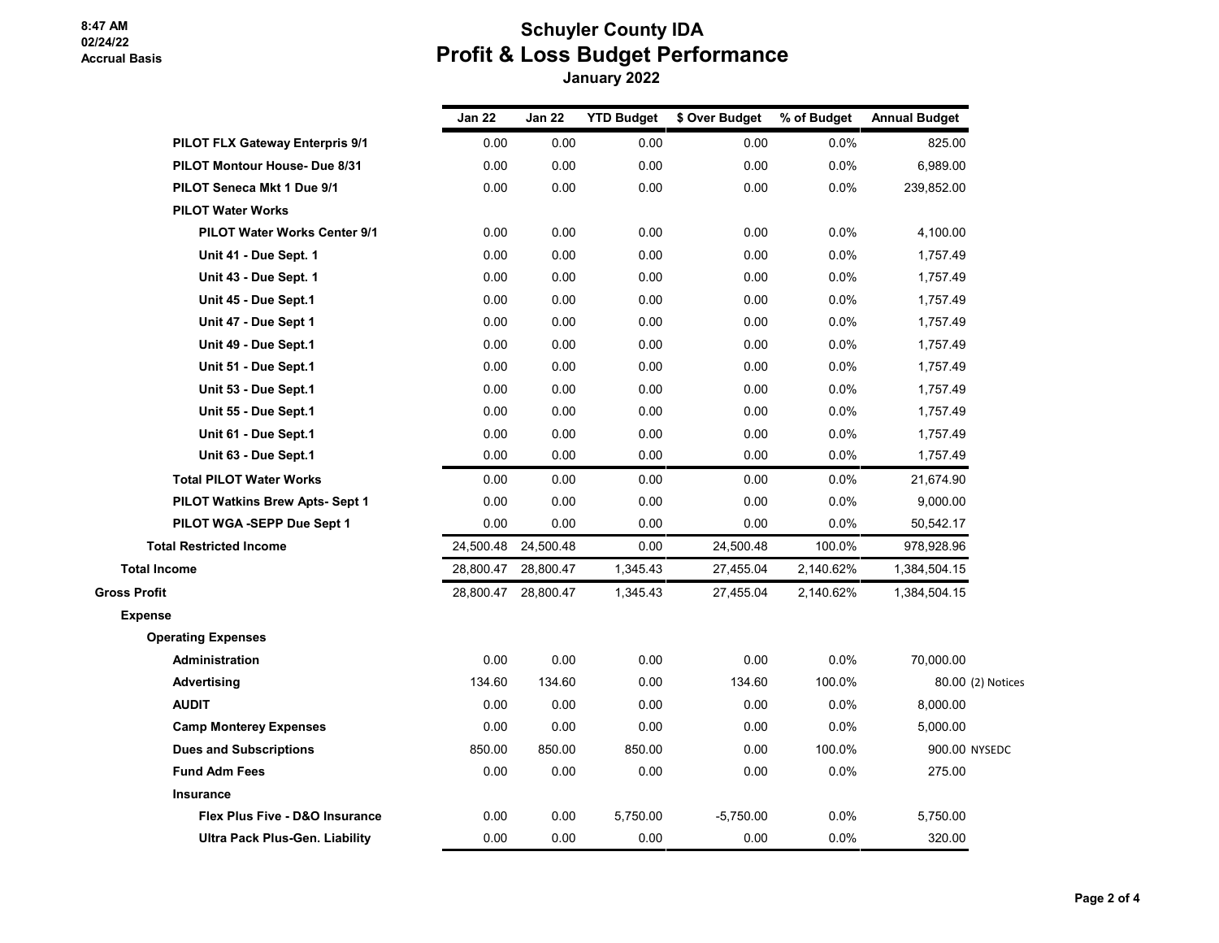# Schuyler County IDA

## Profit & Loss Budget Performance

**January 2022**

8:47 AM
02/24/22
Accrual Basis

| | Jan 22 | Jan 22 | YTD Budget | $ Over Budget | % of Budget | Annual Budget | |
|---|---|---|---|---|---|---|---|
| PILOT FLX Gateway Enterpris 9/1 | 0.00 | 0.00 | 0.00 | 0.00 | 0.0% | 825.00 | |
| PILOT Montour House- Due 8/31 | 0.00 | 0.00 | 0.00 | 0.00 | 0.0% | 6,989.00 | |
| PILOT Seneca Mkt 1 Due 9/1 | 0.00 | 0.00 | 0.00 | 0.00 | 0.0% | 239,852.00 | |
| PILOT Water Works | | | | | | | |
| PILOT Water Works Center 9/1 | 0.00 | 0.00 | 0.00 | 0.00 | 0.0% | 4,100.00 | |
| Unit 41 - Due Sept. 1 | 0.00 | 0.00 | 0.00 | 0.00 | 0.0% | 1,757.49 | |
| Unit 43 - Due Sept. 1 | 0.00 | 0.00 | 0.00 | 0.00 | 0.0% | 1,757.49 | |
| Unit 45 - Due Sept.1 | 0.00 | 0.00 | 0.00 | 0.00 | 0.0% | 1,757.49 | |
| Unit 47 - Due Sept 1 | 0.00 | 0.00 | 0.00 | 0.00 | 0.0% | 1,757.49 | |
| Unit 49 - Due Sept.1 | 0.00 | 0.00 | 0.00 | 0.00 | 0.0% | 1,757.49 | |
| Unit 51 - Due Sept.1 | 0.00 | 0.00 | 0.00 | 0.00 | 0.0% | 1,757.49 | |
| Unit 53 - Due Sept.1 | 0.00 | 0.00 | 0.00 | 0.00 | 0.0% | 1,757.49 | |
| Unit 55 - Due Sept.1 | 0.00 | 0.00 | 0.00 | 0.00 | 0.0% | 1,757.49 | |
| Unit 61 - Due Sept.1 | 0.00 | 0.00 | 0.00 | 0.00 | 0.0% | 1,757.49 | |
| Unit 63 - Due Sept.1 | 0.00 | 0.00 | 0.00 | 0.00 | 0.0% | 1,757.49 | |
| Total PILOT Water Works | 0.00 | 0.00 | 0.00 | 0.00 | 0.0% | 21,674.90 | |
| PILOT Watkins Brew Apts- Sept 1 | 0.00 | 0.00 | 0.00 | 0.00 | 0.0% | 9,000.00 | |
| PILOT WGA -SEPP Due Sept 1 | 0.00 | 0.00 | 0.00 | 0.00 | 0.0% | 50,542.17 | |
| Total Restricted Income | 24,500.48 | 24,500.48 | 0.00 | 24,500.48 | 100.0% | 978,928.96 | |
| Total Income | 28,800.47 | 28,800.47 | 1,345.43 | 27,455.04 | 2,140.62% | 1,384,504.15 | |
| Gross Profit | 28,800.47 | 28,800.47 | 1,345.43 | 27,455.04 | 2,140.62% | 1,384,504.15 | |
| Expense | | | | | | | |
| Operating Expenses | | | | | | | |
| Administration | 0.00 | 0.00 | 0.00 | 0.00 | 0.0% | 70,000.00 | |
| Advertising | 134.60 | 134.60 | 0.00 | 134.60 | 100.0% | 80.00 | (2) Notices |
| AUDIT | 0.00 | 0.00 | 0.00 | 0.00 | 0.0% | 8,000.00 | |
| Camp Monterey Expenses | 0.00 | 0.00 | 0.00 | 0.00 | 0.0% | 5,000.00 | |
| Dues and Subscriptions | 850.00 | 850.00 | 850.00 | 0.00 | 100.0% | 900.00 | NYSEDC |
| Fund Adm Fees | 0.00 | 0.00 | 0.00 | 0.00 | 0.0% | 275.00 | |
| Insurance | | | | | | | |
| Flex Plus Five - D&O Insurance | 0.00 | 0.00 | 5,750.00 | -5,750.00 | 0.0% | 5,750.00 | |
| Ultra Pack Plus-Gen. Liability | 0.00 | 0.00 | 0.00 | 0.00 | 0.0% | 320.00 | |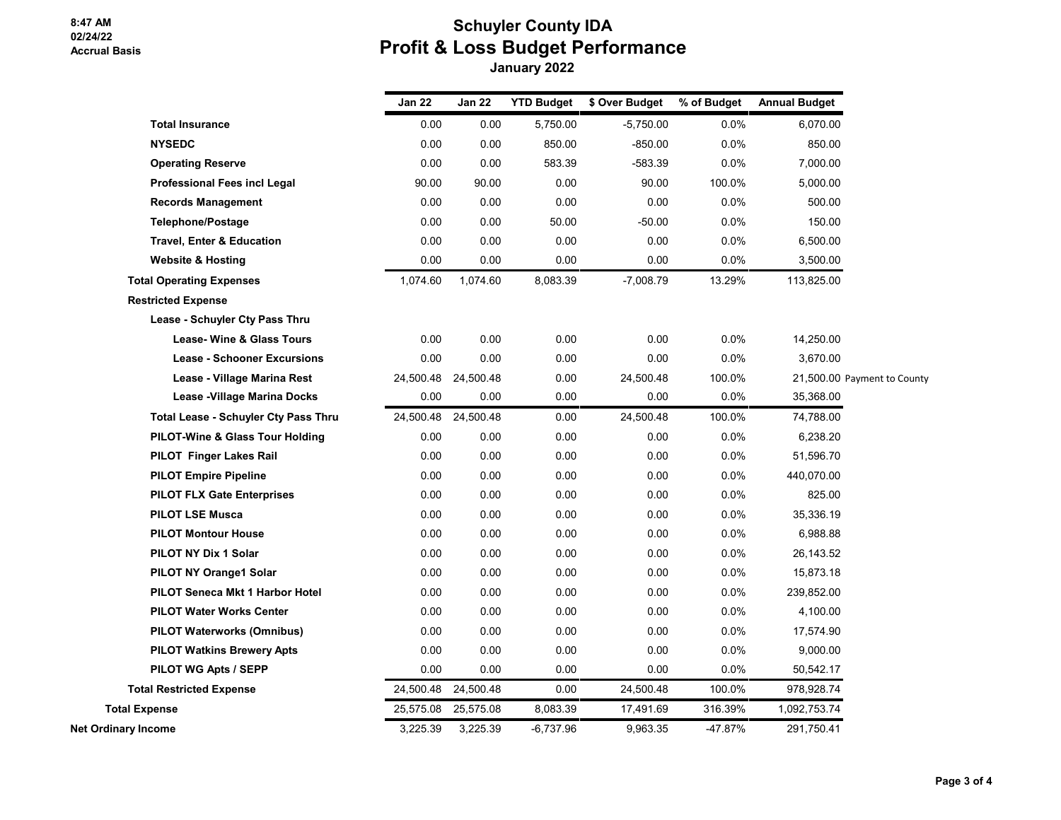8:47 AM
02/24/22
Accrual Basis

# Schuyler County IDA
## Profit & Loss Budget Performance
### January 2022

| | Jan 22 | Jan 22 | YTD Budget | $ Over Budget | % of Budget | Annual Budget | |
|---|---|---|---|---|---|---|---|
| **Total Insurance** | 0.00 | 0.00 | 5,750.00 | -5,750.00 | 0.0% | 6,070.00 | |
| **NYSEDC** | 0.00 | 0.00 | 850.00 | -850.00 | 0.0% | 850.00 | |
| **Operating Reserve** | 0.00 | 0.00 | 583.39 | -583.39 | 0.0% | 7,000.00 | |
| **Professional Fees incl Legal** | 90.00 | 90.00 | 0.00 | 90.00 | 100.0% | 5,000.00 | |
| **Records Management** | 0.00 | 0.00 | 0.00 | 0.00 | 0.0% | 500.00 | |
| **Telephone/Postage** | 0.00 | 0.00 | 50.00 | -50.00 | 0.0% | 150.00 | |
| **Travel, Enter & Education** | 0.00 | 0.00 | 0.00 | 0.00 | 0.0% | 6,500.00 | |
| **Website & Hosting** | 0.00 | 0.00 | 0.00 | 0.00 | 0.0% | 3,500.00 | |
| **Total Operating Expenses** | 1,074.60 | 1,074.60 | 8,083.39 | -7,008.79 | 13.29% | 113,825.00 | |
| **Restricted Expense** | | | | | | | |
| **Lease - Schuyler Cty Pass Thru** | | | | | | | |
| **Lease- Wine & Glass Tours** | 0.00 | 0.00 | 0.00 | 0.00 | 0.0% | 14,250.00 | |
| **Lease - Schooner Excursions** | 0.00 | 0.00 | 0.00 | 0.00 | 0.0% | 3,670.00 | |
| **Lease - Village Marina Rest** | 24,500.48 | 24,500.48 | 0.00 | 24,500.48 | 100.0% | 21,500.00 | Payment to County |
| **Lease -Village Marina Docks** | 0.00 | 0.00 | 0.00 | 0.00 | 0.0% | 35,368.00 | |
| **Total Lease - Schuyler Cty Pass Thru** | 24,500.48 | 24,500.48 | 0.00 | 24,500.48 | 100.0% | 74,788.00 | |
| **PILOT-Wine & Glass Tour Holding** | 0.00 | 0.00 | 0.00 | 0.00 | 0.0% | 6,238.20 | |
| **PILOT Finger Lakes Rail** | 0.00 | 0.00 | 0.00 | 0.00 | 0.0% | 51,596.70 | |
| **PILOT Empire Pipeline** | 0.00 | 0.00 | 0.00 | 0.00 | 0.0% | 440,070.00 | |
| **PILOT FLX Gate Enterprises** | 0.00 | 0.00 | 0.00 | 0.00 | 0.0% | 825.00 | |
| **PILOT LSE Musca** | 0.00 | 0.00 | 0.00 | 0.00 | 0.0% | 35,336.19 | |
| **PILOT Montour House** | 0.00 | 0.00 | 0.00 | 0.00 | 0.0% | 6,988.88 | |
| **PILOT NY Dix 1 Solar** | 0.00 | 0.00 | 0.00 | 0.00 | 0.0% | 26,143.52 | |
| **PILOT NY Orange1 Solar** | 0.00 | 0.00 | 0.00 | 0.00 | 0.0% | 15,873.18 | |
| **PILOT Seneca Mkt 1 Harbor Hotel** | 0.00 | 0.00 | 0.00 | 0.00 | 0.0% | 239,852.00 | |
| **PILOT Water Works Center** | 0.00 | 0.00 | 0.00 | 0.00 | 0.0% | 4,100.00 | |
| **PILOT Waterworks (Omnibus)** | 0.00 | 0.00 | 0.00 | 0.00 | 0.0% | 17,574.90 | |
| **PILOT Watkins Brewery Apts** | 0.00 | 0.00 | 0.00 | 0.00 | 0.0% | 9,000.00 | |
| **PILOT WG Apts / SEPP** | 0.00 | 0.00 | 0.00 | 0.00 | 0.0% | 50,542.17 | |
| **Total Restricted Expense** | 24,500.48 | 24,500.48 | 0.00 | 24,500.48 | 100.0% | 978,928.74 | |
| **Total Expense** | 25,575.08 | 25,575.08 | 8,083.39 | 17,491.69 | 316.39% | 1,092,753.74 | |
| **Net Ordinary Income** | 3,225.39 | 3,225.39 | -6,737.96 | 9,963.35 | -47.87% | 291,750.41 | |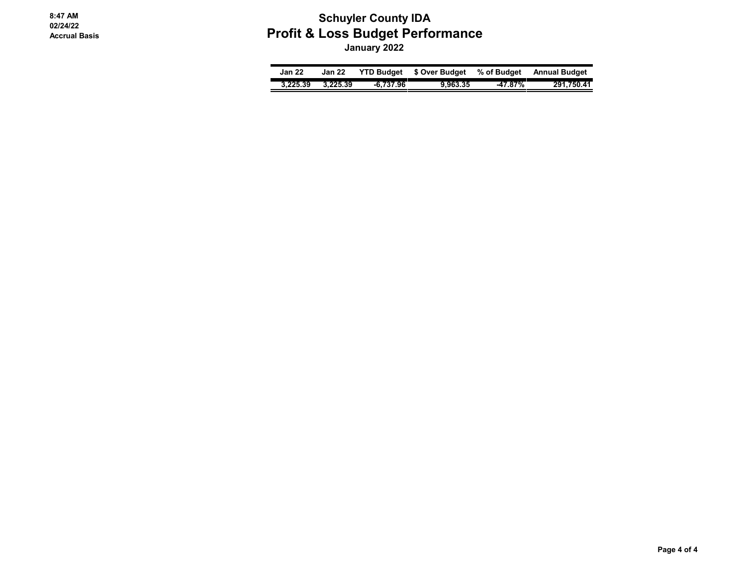# Schuyler County IDA

## Profit & Loss Budget Performance

**January 2022**

| Jan 22 | Jan 22 | YTD Budget | $ Over Budget | % of Budget | Annual Budget |
| --- | --- | --- | --- | --- | --- |
| 3,225.39 | 3,225.39 | -6,737.96 | 9,963.35 | -47.87% | 291,750.41 |